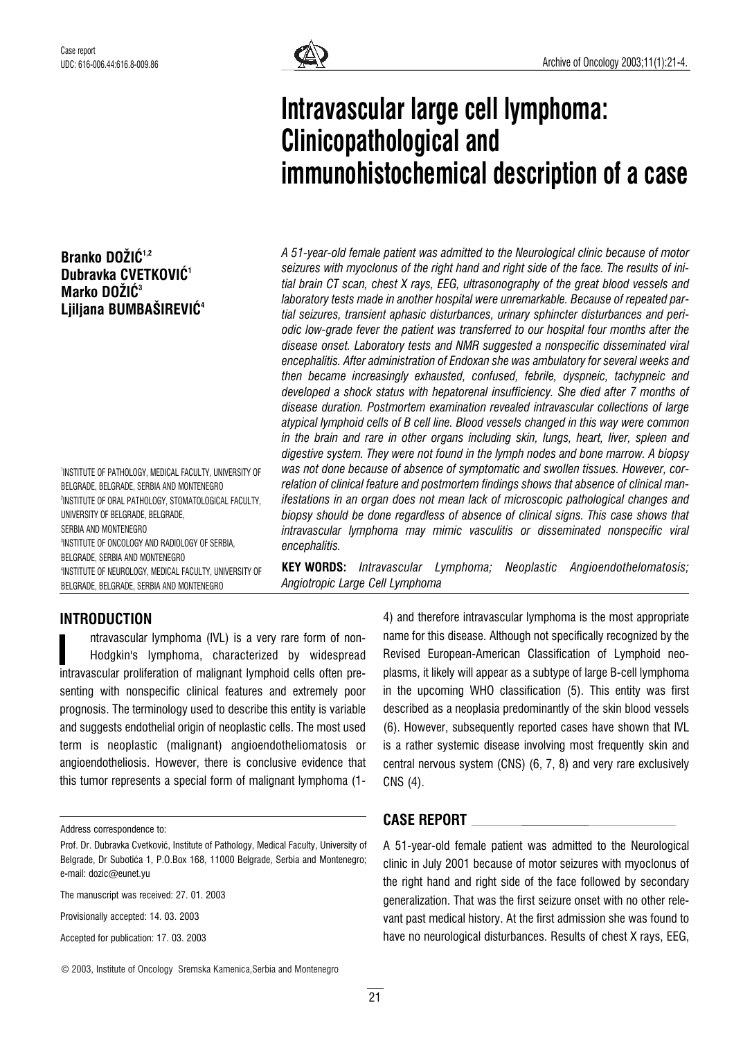Case report
UDC: 616-006.44:616.8-009.86

# Intravascular large cell lymphoma: Clinicopathological and immunohistochemical description of a case

**Branko DOŽIĆ[1,2]**
**Dubravka CVETKOVIĆ[1]**
**Marko DOŽIĆ[3]**
**Ljiljana BUMBAŠIREVIĆ[4]**

[1]INSTITUTE OF PATHOLOGY, MEDICAL FACULTY, UNIVERSITY OF BELGRADE, BELGRADE, SERBIA AND MONTENEGRO
[2]INSTITUTE OF ORAL PATHOLOGY, STOMATOLOGICAL FACULTY, UNIVERSITY OF BELGRADE, BELGRADE, SERBIA AND MONTENEGRO
[3]INSTITUTE OF ONCOLOGY AND RADIOLOGY OF SERBIA, BELGRADE, SERBIA AND MONTENEGRO
[4]INSTITUTE OF NEUROLOGY, MEDICAL FACULTY, UNIVERSITY OF BELGRADE, BELGRADE, SERBIA AND MONTENEGRO

*A 51-year-old female patient was admitted to the Neurological clinic because of motor seizures with myoclonus of the right hand and right side of the face. The results of initial brain CT scan, chest X rays, EEG, ultrasonography of the great blood vessels and laboratory tests made in another hospital were unremarkable. Because of repeated partial seizures, transient aphasic disturbances, urinary sphincter disturbances and periodic low-grade fever the patient was transferred to our hospital four months after the disease onset. Laboratory tests and NMR suggested a nonspecific disseminated viral encephalitis. After administration of Endoxan she was ambulatory for several weeks and then became increasingly exhausted, confused, febrile, dyspneic, tachypneic and developed a shock status with hepatorenal insufficiency. She died after 7 months of disease duration. Postmortem examination revealed intravascular collections of large atypical lymphoid cells of B cell line. Blood vessels changed in this way were common in the brain and rare in other organs including skin, lungs, heart, liver, spleen and digestive system. They were not found in the lymph nodes and bone marrow. A biopsy was not done because of absence of symptomatic and swollen tissues. However, correlation of clinical feature and postmortem findings shows that absence of clinical manifestations in an organ does not mean lack of microscopic pathological changes and biopsy should be done regardless of absence of clinical signs. This case shows that intravascular lymphoma may mimic vasculitis or disseminated nonspecific viral encephalitis.*

**KEY WORDS:** *Intravascular Lymphoma; Neoplastic Angioendothelomatosis; Angiotropic Large Cell Lymphoma*

## INTRODUCTION

Intravascular lymphoma (IVL) is a very rare form of non-Hodgkin's lymphoma, characterized by widespread intravascular proliferation of malignant lymphoid cells often presenting with nonspecific clinical features and extremely poor prognosis. The terminology used to describe this entity is variable and suggests endothelial origin of neoplastic cells. The most used term is neoplastic (malignant) angioendotheliomatosis or angioendotheliosis. However, there is conclusive evidence that this tumor represents a special form of malignant lymphoma (1-4) and therefore intravascular lymphoma is the most appropriate name for this disease. Although not specifically recognized by the Revised European-American Classification of Lymphoid neoplasms, it likely will appear as a subtype of large B-cell lymphoma in the upcoming WHO classification (5). This entity was first described as a neoplasia predominantly of the skin blood vessels (6). However, subsequently reported cases have shown that IVL is a rather systemic disease involving most frequently skin and central nervous system (CNS) (6, 7, 8) and very rare exclusively CNS (4).

## CASE REPORT

A 51-year-old female patient was admitted to the Neurological clinic in July 2001 because of motor seizures with myoclonus of the right hand and right side of the face followed by secondary generalization. That was the first seizure onset with no other relevant past medical history. At the first admission she was found to have no neurological disturbances. Results of chest X rays, EEG,

Address correspondence to:

Prof. Dr. Dubravka Cvetković, Institute of Pathology, Medical Faculty, University of Belgrade, Dr Subotića 1, P.O.Box 168, 11000 Belgrade, Serbia and Montenegro; e-mail: dozic@eunet.yu

The manuscript was received: 27. 01. 2003

Provisionally accepted: 14. 03. 2003

Accepted for publication: 17. 03. 2003

© 2003, Institute of Oncology Sremska Kamenica,Serbia and Montenegro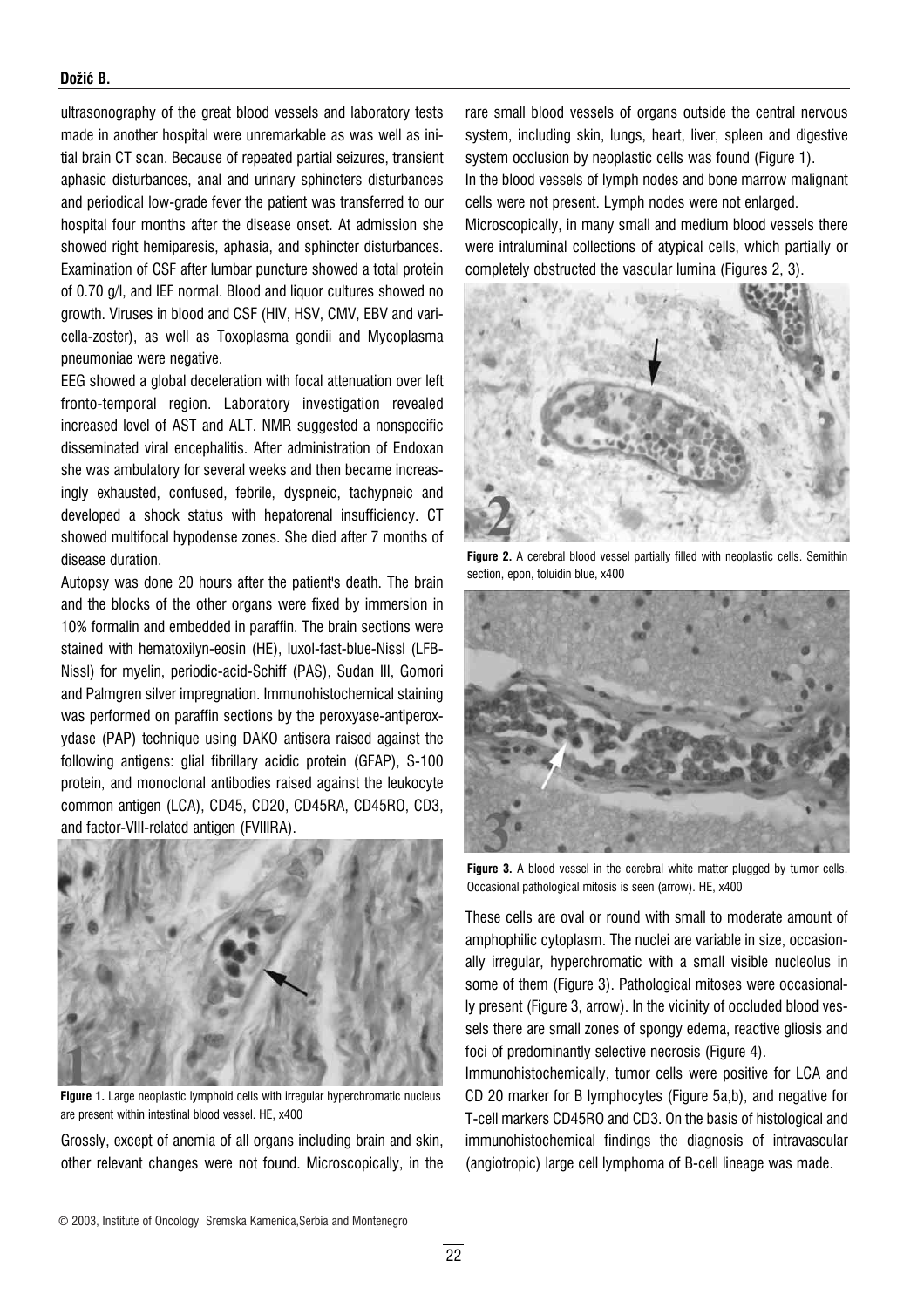ultrasonography of the great blood vessels and laboratory tests made in another hospital were unremarkable as was well as initial brain CT scan. Because of repeated partial seizures, transient aphasic disturbances, anal and urinary sphincters disturbances and periodical low-grade fever the patient was transferred to our hospital four months after the disease onset. At admission she showed right hemiparesis, aphasia, and sphincter disturbances. Examination of CSF after lumbar puncture showed a total protein of 0.70 g/l, and IEF normal. Blood and liquor cultures showed no growth. Viruses in blood and CSF (HIV, HSV, CMV, EBV and varicella-zoster), as well as Toxoplasma gondii and Mycoplasma pneumoniae were negative.

EEG showed a global deceleration with focal attenuation over left fronto-temporal region. Laboratory investigation revealed increased level of AST and ALT. NMR suggested a nonspecific disseminated viral encephalitis. After administration of Endoxan she was ambulatory for several weeks and then became increasingly exhausted, confused, febrile, dyspneic, tachypneic and developed a shock status with hepatorenal insufficiency. CT showed multifocal hypodense zones. She died after 7 months of disease duration.

Autopsy was done 20 hours after the patient's death. The brain and the blocks of the other organs were fixed by immersion in 10% formalin and embedded in paraffin. The brain sections were stained with hematoxilyn-eosin (HE), luxol-fast-blue-Nissl (LFB-Nissl) for myelin, periodic-acid-Schiff (PAS), Sudan III, Gomori and Palmgren silver impregnation. Immunohistochemical staining was performed on paraffin sections by the peroxyase-antiperoxydase (PAP) technique using DAKO antisera raised against the following antigens: glial fibrillary acidic protein (GFAP), S-100 protein, and monoclonal antibodies raised against the leukocyte common antigen (LCA), CD45, CD20, CD45RA, CD45RO, CD3, and factor-VIII-related antigen (FVIIIRA).

**Figure 1.** Large neoplastic lymphoid cells with irregular hyperchromatic nucleus are present within intestinal blood vessel. HE, x400

Grossly, except of anemia of all organs including brain and skin, other relevant changes were not found. Microscopically, in the rare small blood vessels of organs outside the central nervous system, including skin, lungs, heart, liver, spleen and digestive system occlusion by neoplastic cells was found (Figure 1).

In the blood vessels of lymph nodes and bone marrow malignant cells were not present. Lymph nodes were not enlarged.

Microscopically, in many small and medium blood vessels there were intraluminal collections of atypical cells, which partially or completely obstructed the vascular lumina (Figures 2, 3).

**Figure 2.** A cerebral blood vessel partially filled with neoplastic cells. Semithin section, epon, toluidin blue, x400

**Figure 3.** A blood vessel in the cerebral white matter plugged by tumor cells. Occasional pathological mitosis is seen (arrow). HE, x400

These cells are oval or round with small to moderate amount of amphophilic cytoplasm. The nuclei are variable in size, occasionally irregular, hyperchromatic with a small visible nucleolus in some of them (Figure 3). Pathological mitoses were occasionally present (Figure 3, arrow). In the vicinity of occluded blood vessels there are small zones of spongy edema, reactive gliosis and foci of predominantly selective necrosis (Figure 4).

Immunohistochemically, tumor cells were positive for LCA and CD 20 marker for B lymphocytes (Figure 5a,b), and negative for T-cell markers CD45RO and CD3. On the basis of histological and immunohistochemical findings the diagnosis of intravascular (angiotropic) large cell lymphoma of B-cell lineage was made.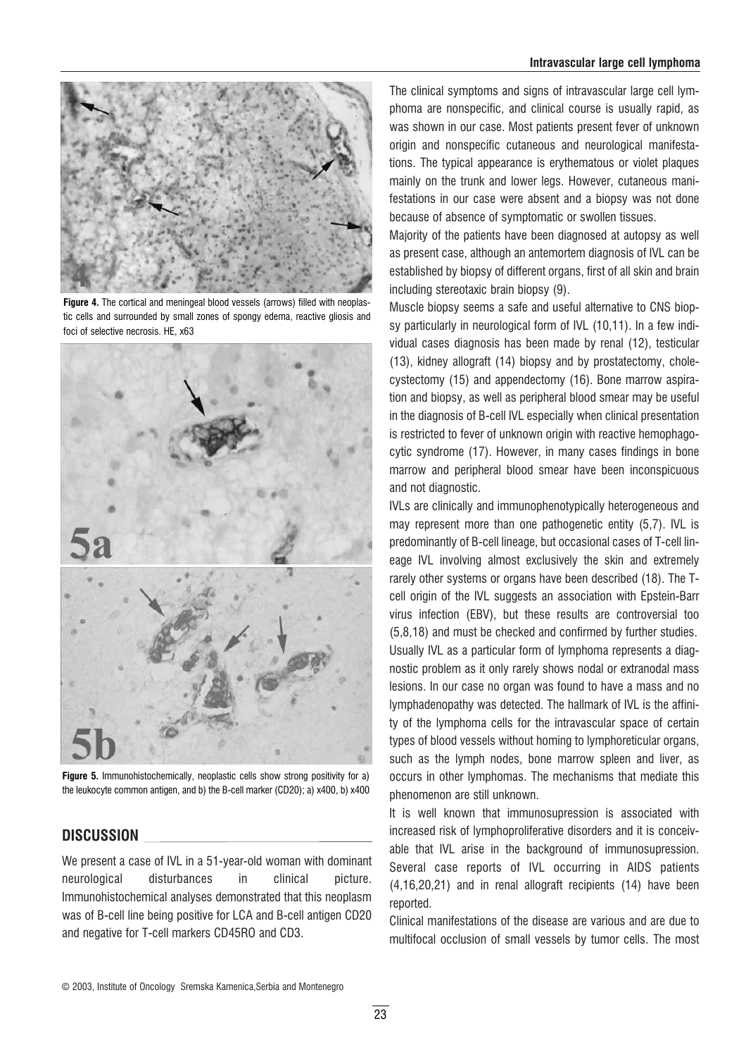**Figure 4.** The cortical and meningeal blood vessels (arrows) filled with neoplastic cells and surrounded by small zones of spongy edema, reactive gliosis and foci of selective necrosis. HE, x63

**Figure 5.** Immunohistochemically, neoplastic cells show strong positivity for a) the leukocyte common antigen, and b) the B-cell marker (CD20); a) x400, b) x400

## DISCUSSION

We present a case of IVL in a 51-year-old woman with dominant neurological disturbances in clinical picture. Immunohistochemical analyses demonstrated that this neoplasm was of B-cell line being positive for LCA and B-cell antigen CD20 and negative for T-cell markers CD45RO and CD3.

The clinical symptoms and signs of intravascular large cell lymphoma are nonspecific, and clinical course is usually rapid, as was shown in our case. Most patients present fever of unknown origin and nonspecific cutaneous and neurological manifestations. The typical appearance is erythematous or violet plaques mainly on the trunk and lower legs. However, cutaneous manifestations in our case were absent and a biopsy was not done because of absence of symptomatic or swollen tissues.

Majority of the patients have been diagnosed at autopsy as well as present case, although an antemortem diagnosis of IVL can be established by biopsy of different organs, first of all skin and brain including stereotaxic brain biopsy (9).

Muscle biopsy seems a safe and useful alternative to CNS biopsy particularly in neurological form of IVL (10,11). In a few individual cases diagnosis has been made by renal (12), testicular (13), kidney allograft (14) biopsy and by prostatectomy, cholecystectomy (15) and appendectomy (16). Bone marrow aspiration and biopsy, as well as peripheral blood smear may be useful in the diagnosis of B-cell IVL especially when clinical presentation is restricted to fever of unknown origin with reactive hemophagocytic syndrome (17). However, in many cases findings in bone marrow and peripheral blood smear have been inconspicuous and not diagnostic.

IVLs are clinically and immunophenotypically heterogeneous and may represent more than one pathogenetic entity (5,7). IVL is predominantly of B-cell lineage, but occasional cases of T-cell lineage IVL involving almost exclusively the skin and extremely rarely other systems or organs have been described (18). The T-cell origin of the IVL suggests an association with Epstein-Barr virus infection (EBV), but these results are controversial too (5,8,18) and must be checked and confirmed by further studies. Usually IVL as a particular form of lymphoma represents a diagnostic problem as it only rarely shows nodal or extranodal mass lesions. In our case no organ was found to have a mass and no lymphadenopathy was detected. The hallmark of IVL is the affinity of the lymphoma cells for the intravascular space of certain types of blood vessels without homing to lymphoreticular organs, such as the lymph nodes, bone marrow spleen and liver, as occurs in other lymphomas. The mechanisms that mediate this phenomenon are still unknown.

It is well known that immunosupression is associated with increased risk of lymphoproliferative disorders and it is conceivable that IVL arise in the background of immunosupression. Several case reports of IVL occurring in AIDS patients (4,16,20,21) and in renal allograft recipients (14) have been reported.

Clinical manifestations of the disease are various and are due to multifocal occlusion of small vessels by tumor cells. The most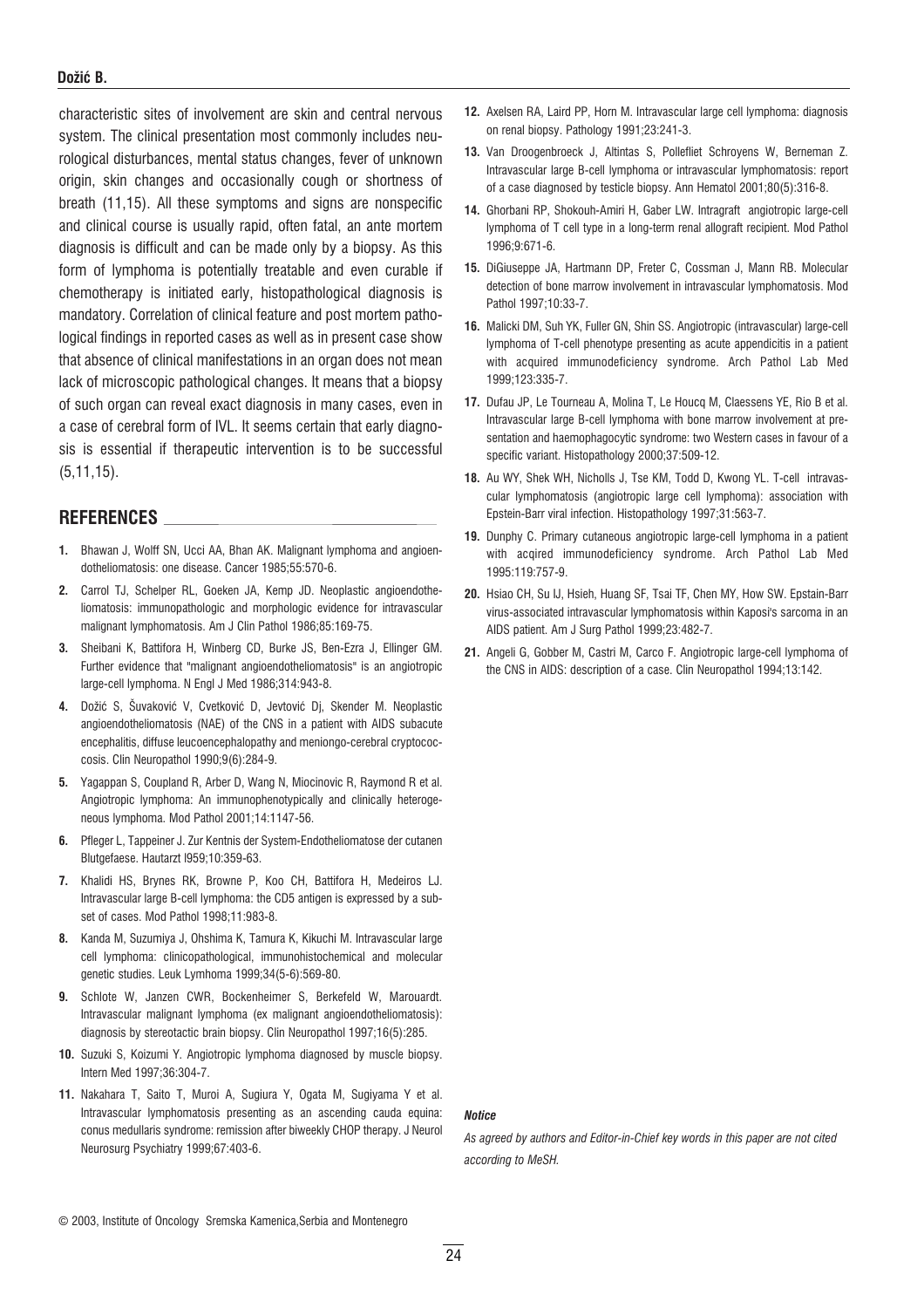characteristic sites of involvement are skin and central nervous system. The clinical presentation most commonly includes neurological disturbances, mental status changes, fever of unknown origin, skin changes and occasionally cough or shortness of breath (11,15). All these symptoms and signs are nonspecific and clinical course is usually rapid, often fatal, an ante mortem diagnosis is difficult and can be made only by a biopsy. As this form of lymphoma is potentially treatable and even curable if chemotherapy is initiated early, histopathological diagnosis is mandatory. Correlation of clinical feature and post mortem pathological findings in reported cases as well as in present case show that absence of clinical manifestations in an organ does not mean lack of microscopic pathological changes. It means that a biopsy of such organ can reveal exact diagnosis in many cases, even in a case of cerebral form of IVL. It seems certain that early diagnosis is essential if therapeutic intervention is to be successful (5,11,15).

## REFERENCES

1. Bhawan J, Wolff SN, Ucci AA, Bhan AK. Malignant lymphoma and angioendotheliomatosis: one disease. Cancer 1985;55:570-6.
2. Carrol TJ, Schelper RL, Goeken JA, Kemp JD. Neoplastic angioendotheliomatosis: immunopathologic and morphologic evidence for intravascular malignant lymphomatosis. Am J Clin Pathol 1986;85:169-75.
3. Sheibani K, Battifora H, Winberg CD, Burke JS, Ben-Ezra J, Ellinger GM. Further evidence that "malignant angioendotheliomatosis" is an angiotropic large-cell lymphoma. N Engl J Med 1986;314:943-8.
4. Dožić S, Šuvaković V, Cvetković D, Jevtović Dj, Skender M. Neoplastic angioendotheliomatosis (NAE) of the CNS in a patient with AIDS subacute encephalitis, diffuse leucoencephalopathy and meniongo-cerebral cryptococcosis. Clin Neuropathol 1990;9(6):284-9.
5. Yagappan S, Coupland R, Arber D, Wang N, Miocinovic R, Raymond R et al. Angiotropic lymphoma: An immunophenotypically and clinically heterogeneous lymphoma. Mod Pathol 2001;14:1147-56.
6. Pfleger L, Tappeiner J. Zur Kentnis der System-Endotheliomatose der cutanen Blutgefaese. Hautarzt l959;10:359-63.
7. Khalidi HS, Brynes RK, Browne P, Koo CH, Battifora H, Medeiros LJ. Intravascular large B-cell lymphoma: the CD5 antigen is expressed by a subset of cases. Mod Pathol 1998;11:983-8.
8. Kanda M, Suzumiya J, Ohshima K, Tamura K, Kikuchi M. Intravascular large cell lymphoma: clinicopathological, immunohistochemical and molecular genetic studies. Leuk Lymhoma 1999;34(5-6):569-80.
9. Schlote W, Janzen CWR, Bockenheimer S, Berkefeld W, Marouardt. Intravascular malignant lymphoma (ex malignant angioendotheliomatosis): diagnosis by stereotactic brain biopsy. Clin Neuropathol 1997;16(5):285.
10. Suzuki S, Koizumi Y. Angiotropic lymphoma diagnosed by muscle biopsy. Intern Med 1997;36:304-7.
11. Nakahara T, Saito T, Muroi A, Sugiura Y, Ogata M, Sugiyama Y et al. Intravascular lymphomatosis presenting as an ascending cauda equina: conus medullaris syndrome: remission after biweekly CHOP therapy. J Neurol Neurosurg Psychiatry 1999;67:403-6.
12. Axelsen RA, Laird PP, Horn M. Intravascular large cell lymphoma: diagnosis on renal biopsy. Pathology 1991;23:241-3.
13. Van Droogenbroeck J, Altintas S, Pollefliet Schroyens W, Berneman Z. Intravascular large B-cell lymphoma or intravascular lymphomatosis: report of a case diagnosed by testicle biopsy. Ann Hematol 2001;80(5):316-8.
14. Ghorbani RP, Shokouh-Amiri H, Gaber LW. Intragraft angiotropic large-cell lymphoma of T cell type in a long-term renal allograft recipient. Mod Pathol 1996;9:671-6.
15. DiGiuseppe JA, Hartmann DP, Freter C, Cossman J, Mann RB. Molecular detection of bone marrow involvement in intravascular lymphomatosis. Mod Pathol 1997;10:33-7.
16. Malicki DM, Suh YK, Fuller GN, Shin SS. Angiotropic (intravascular) large-cell lymphoma of T-cell phenotype presenting as acute appendicitis in a patient with acquired immunodeficiency syndrome. Arch Pathol Lab Med 1999;123:335-7.
17. Dufau JP, Le Tourneau A, Molina T, Le Houcq M, Claessens YE, Rio B et al. Intravascular large B-cell lymphoma with bone marrow involvement at presentation and haemophagocytic syndrome: two Western cases in favour of a specific variant. Histopathology 2000;37:509-12.
18. Au WY, Shek WH, Nicholls J, Tse KM, Todd D, Kwong YL. T-cell intravascular lymphomatosis (angiotropic large cell lymphoma): association with Epstein-Barr viral infection. Histopathology 1997;31:563-7.
19. Dunphy C. Primary cutaneous angiotropic large-cell lymphoma in a patient with acqired immunodeficiency syndrome. Arch Pathol Lab Med 1995:119:757-9.
20. Hsiao CH, Su IJ, Hsieh, Huang SF, Tsai TF, Chen MY, How SW. Epstain-Barr virus-associated intravascular lymphomatosis within Kaposi's sarcoma in an AIDS patient. Am J Surg Pathol 1999;23:482-7.
21. Angeli G, Gobber M, Castri M, Carco F. Angiotropic large-cell lymphoma of the CNS in AIDS: description of a case. Clin Neuropathol 1994;13:142.

***Notice***

*As agreed by authors and Editor-in-Chief key words in this paper are not cited according to MeSH.*

© 2003, Institute of Oncology Sremska Kamenica,Serbia and Montenegro